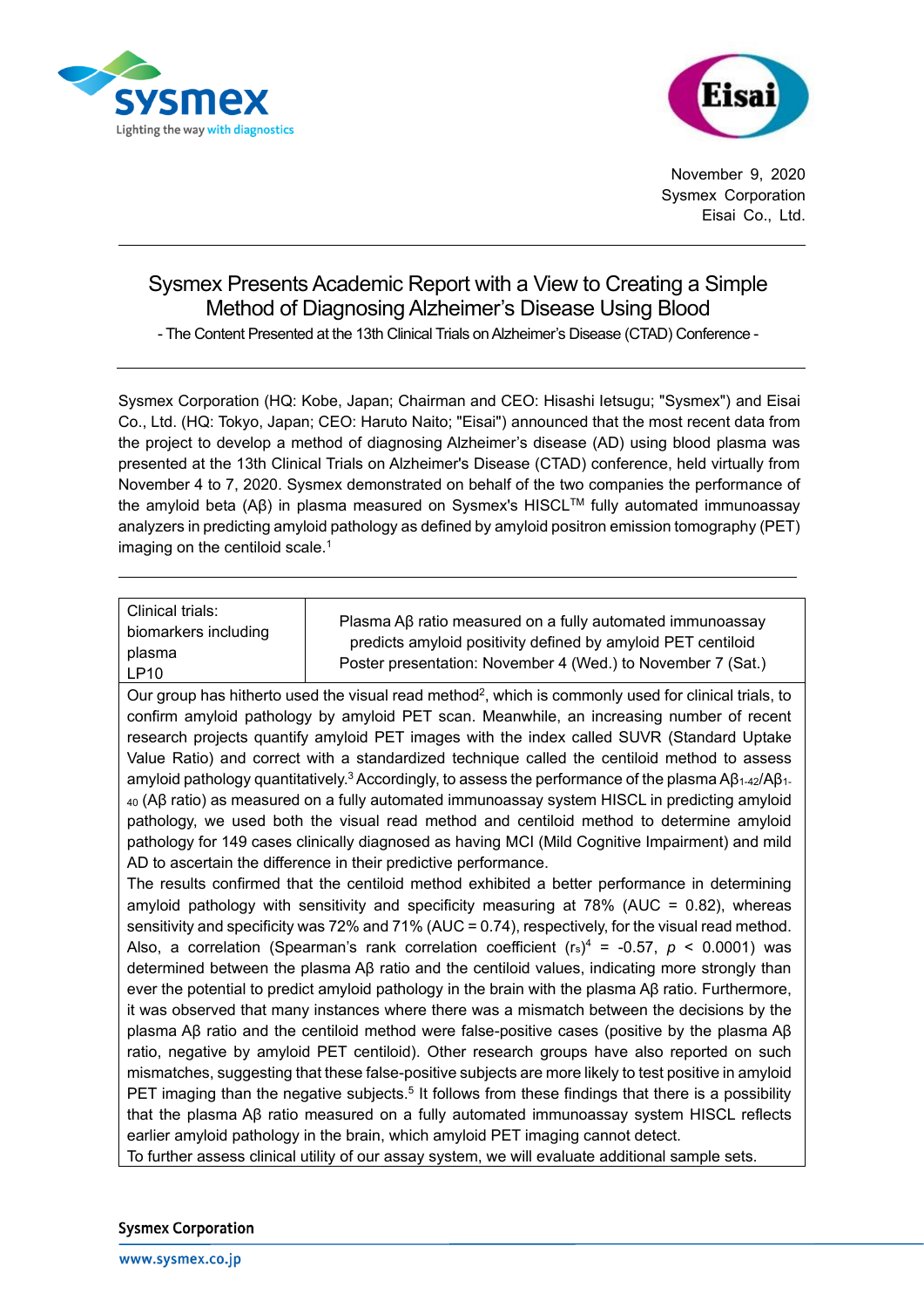November 9, 2020
Sysmex Corporation
Eisai Co., Ltd.

# Sysmex Presents Academic Report with a View to Creating a Simple Method of Diagnosing Alzheimer's Disease Using Blood

- The Content Presented at the 13th Clinical Trials on Alzheimer's Disease (CTAD) Conference -

Sysmex Corporation (HQ: Kobe, Japan; Chairman and CEO: Hisashi Ietsugu; "Sysmex") and Eisai Co., Ltd. (HQ: Tokyo, Japan; CEO: Haruto Naito; "Eisai") announced that the most recent data from the project to develop a method of diagnosing Alzheimer's disease (AD) using blood plasma was presented at the 13th Clinical Trials on Alzheimer's Disease (CTAD) conference, held virtually from November 4 to 7, 2020. Sysmex demonstrated on behalf of the two companies the performance of the amyloid beta (Aβ) in plasma measured on Sysmex's HISCL™ fully automated immunoassay analyzers in predicting amyloid pathology as defined by amyloid positron emission tomography (PET) imaging on the centiloid scale.[1]

| Clinical trials: biomarkers including plasma LP10 | Plasma Aβ ratio measured on a fully automated immunoassay predicts amyloid positivity defined by amyloid PET centiloid Poster presentation: November 4 (Wed.) to November 7 (Sat.) |
|---|---|

Our group has hitherto used the visual read method[2], which is commonly used for clinical trials, to confirm amyloid pathology by amyloid PET scan. Meanwhile, an increasing number of recent research projects quantify amyloid PET images with the index called SUVR (Standard Uptake Value Ratio) and correct with a standardized technique called the centiloid method to assess amyloid pathology quantitatively.[3] Accordingly, to assess the performance of the plasma $A\beta_{1\text{-}42}/A\beta_{1\text{-}40}$ (Aβ ratio) as measured on a fully automated immunoassay system HISCL in predicting amyloid pathology, we used both the visual read method and centiloid method to determine amyloid pathology for 149 cases clinically diagnosed as having MCI (Mild Cognitive Impairment) and mild AD to ascertain the difference in their predictive performance.

The results confirmed that the centiloid method exhibited a better performance in determining amyloid pathology with sensitivity and specificity measuring at 78% (AUC = 0.82), whereas sensitivity and specificity was 72% and 71% (AUC = 0.74), respectively, for the visual read method. Also, a correlation (Spearman's rank correlation coefficient ($r_s$)[4] = -0.57, $p$ < 0.0001) was determined between the plasma Aβ ratio and the centiloid values, indicating more strongly than ever the potential to predict amyloid pathology in the brain with the plasma Aβ ratio. Furthermore, it was observed that many instances where there was a mismatch between the decisions by the plasma Aβ ratio and the centiloid method were false-positive cases (positive by the plasma Aβ ratio, negative by amyloid PET centiloid). Other research groups have also reported on such mismatches, suggesting that these false-positive subjects are more likely to test positive in amyloid PET imaging than the negative subjects.[5] It follows from these findings that there is a possibility that the plasma Aβ ratio measured on a fully automated immunoassay system HISCL reflects earlier amyloid pathology in the brain, which amyloid PET imaging cannot detect.

To further assess clinical utility of our assay system, we will evaluate additional sample sets.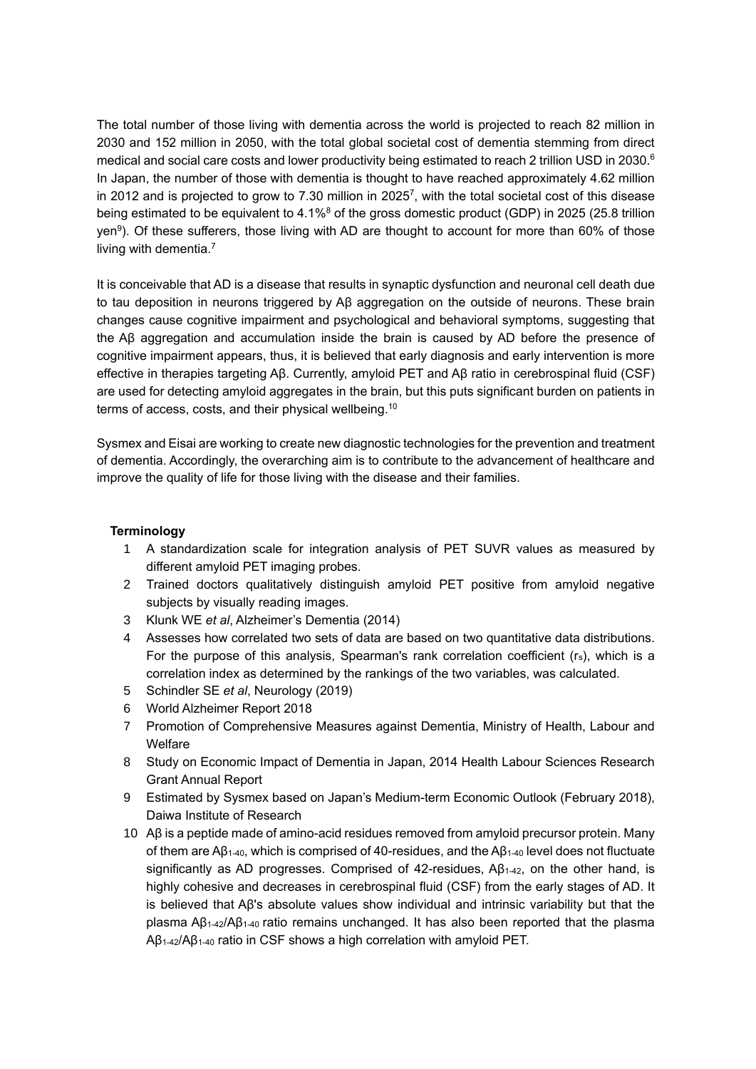The total number of those living with dementia across the world is projected to reach 82 million in 2030 and 152 million in 2050, with the total global societal cost of dementia stemming from direct medical and social care costs and lower productivity being estimated to reach 2 trillion USD in 2030.[6] In Japan, the number of those with dementia is thought to have reached approximately 4.62 million in 2012 and is projected to grow to 7.30 million in 2025[7], with the total societal cost of this disease being estimated to be equivalent to 4.1%[8] of the gross domestic product (GDP) in 2025 (25.8 trillion yen[9]). Of these sufferers, those living with AD are thought to account for more than 60% of those living with dementia.[7]

It is conceivable that AD is a disease that results in synaptic dysfunction and neuronal cell death due to tau deposition in neurons triggered by Aβ aggregation on the outside of neurons. These brain changes cause cognitive impairment and psychological and behavioral symptoms, suggesting that the Aβ aggregation and accumulation inside the brain is caused by AD before the presence of cognitive impairment appears, thus, it is believed that early diagnosis and early intervention is more effective in therapies targeting Aβ. Currently, amyloid PET and Aβ ratio in cerebrospinal fluid (CSF) are used for detecting amyloid aggregates in the brain, but this puts significant burden on patients in terms of access, costs, and their physical wellbeing.[10]

Sysmex and Eisai are working to create new diagnostic technologies for the prevention and treatment of dementia. Accordingly, the overarching aim is to contribute to the advancement of healthcare and improve the quality of life for those living with the disease and their families.

**Terminology**

1. A standardization scale for integration analysis of PET SUVR values as measured by different amyloid PET imaging probes.
2. Trained doctors qualitatively distinguish amyloid PET positive from amyloid negative subjects by visually reading images.
3. Klunk WE *et al*, Alzheimer's Dementia (2014)
4. Assesses how correlated two sets of data are based on two quantitative data distributions. For the purpose of this analysis, Spearman's rank correlation coefficient ($r_s$), which is a correlation index as determined by the rankings of the two variables, was calculated.
5. Schindler SE *et al*, Neurology (2019)
6. World Alzheimer Report 2018
7. Promotion of Comprehensive Measures against Dementia, Ministry of Health, Labour and Welfare
8. Study on Economic Impact of Dementia in Japan, 2014 Health Labour Sciences Research Grant Annual Report
9. Estimated by Sysmex based on Japan's Medium-term Economic Outlook (February 2018), Daiwa Institute of Research
10. Aβ is a peptide made of amino-acid residues removed from amyloid precursor protein. Many of them are $Aβ_{1\text{-}40}$, which is comprised of 40-residues, and the $Aβ_{1\text{-}40}$ level does not fluctuate significantly as AD progresses. Comprised of 42-residues, $Aβ_{1\text{-}42}$, on the other hand, is highly cohesive and decreases in cerebrospinal fluid (CSF) from the early stages of AD. It is believed that Aβ's absolute values show individual and intrinsic variability but that the plasma $Aβ_{1\text{-}42}/Aβ_{1\text{-}40}$ ratio remains unchanged. It has also been reported that the plasma $Aβ_{1\text{-}42}/Aβ_{1\text{-}40}$ ratio in CSF shows a high correlation with amyloid PET.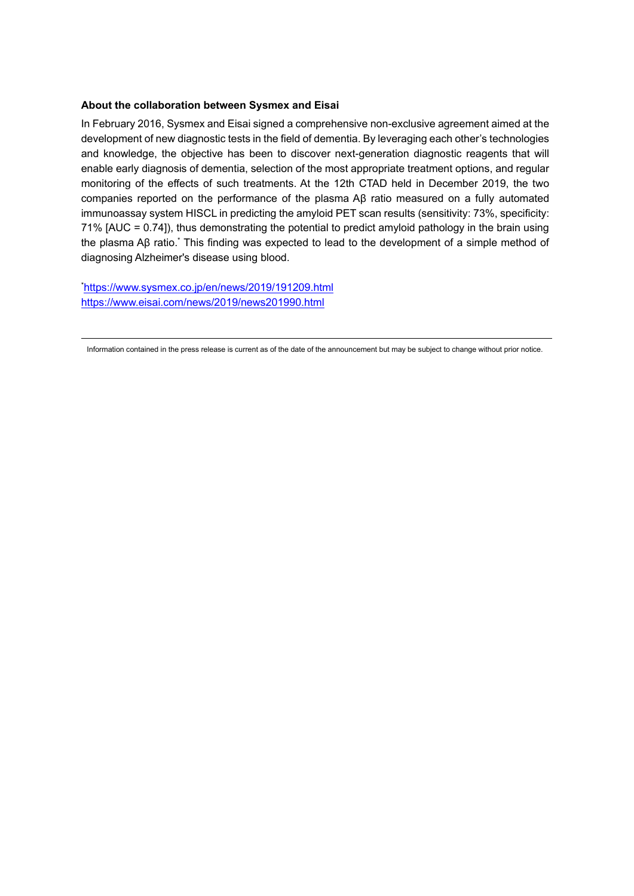**About the collaboration between Sysmex and Eisai**

In February 2016, Sysmex and Eisai signed a comprehensive non-exclusive agreement aimed at the development of new diagnostic tests in the field of dementia. By leveraging each other's technologies and knowledge, the objective has been to discover next-generation diagnostic reagents that will enable early diagnosis of dementia, selection of the most appropriate treatment options, and regular monitoring of the effects of such treatments. At the 12th CTAD held in December 2019, the two companies reported on the performance of the plasma Aβ ratio measured on a fully automated immunoassay system HISCL in predicting the amyloid PET scan results (sensitivity: 73%, specificity: 71% [AUC = 0.74]), thus demonstrating the potential to predict amyloid pathology in the brain using the plasma Aβ ratio.[*] This finding was expected to lead to the development of a simple method of diagnosing Alzheimer's disease using blood.

[*]https://www.sysmex.co.jp/en/news/2019/191209.html
https://www.eisai.com/news/2019/news201990.html

---

Information contained in the press release is current as of the date of the announcement but may be subject to change without prior notice.